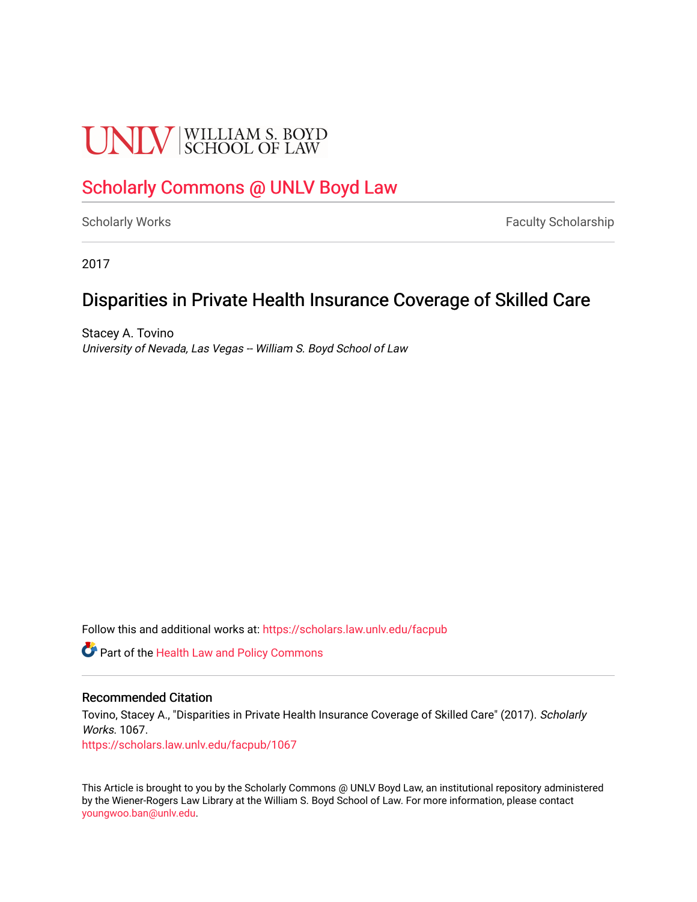UNLV | WILLIAM S. BOYD SCHOOL OF LAW

# Scholarly Commons @ UNLV Boyd Law

Scholarly Works | Faculty Scholarship

2017

## Disparities in Private Health Insurance Coverage of Skilled Care

Stacey A. Tovino
*University of Nevada, Las Vegas -- William S. Boyd School of Law*

Follow this and additional works at: https://scholars.law.unlv.edu/facpub

Part of the Health Law and Policy Commons

### Recommended Citation

Tovino, Stacey A., "Disparities in Private Health Insurance Coverage of Skilled Care" (2017). *Scholarly Works*. 1067.
https://scholars.law.unlv.edu/facpub/1067

This Article is brought to you by the Scholarly Commons @ UNLV Boyd Law, an institutional repository administered by the Wiener-Rogers Law Library at the William S. Boyd School of Law. For more information, please contact youngwoo.ban@unlv.edu.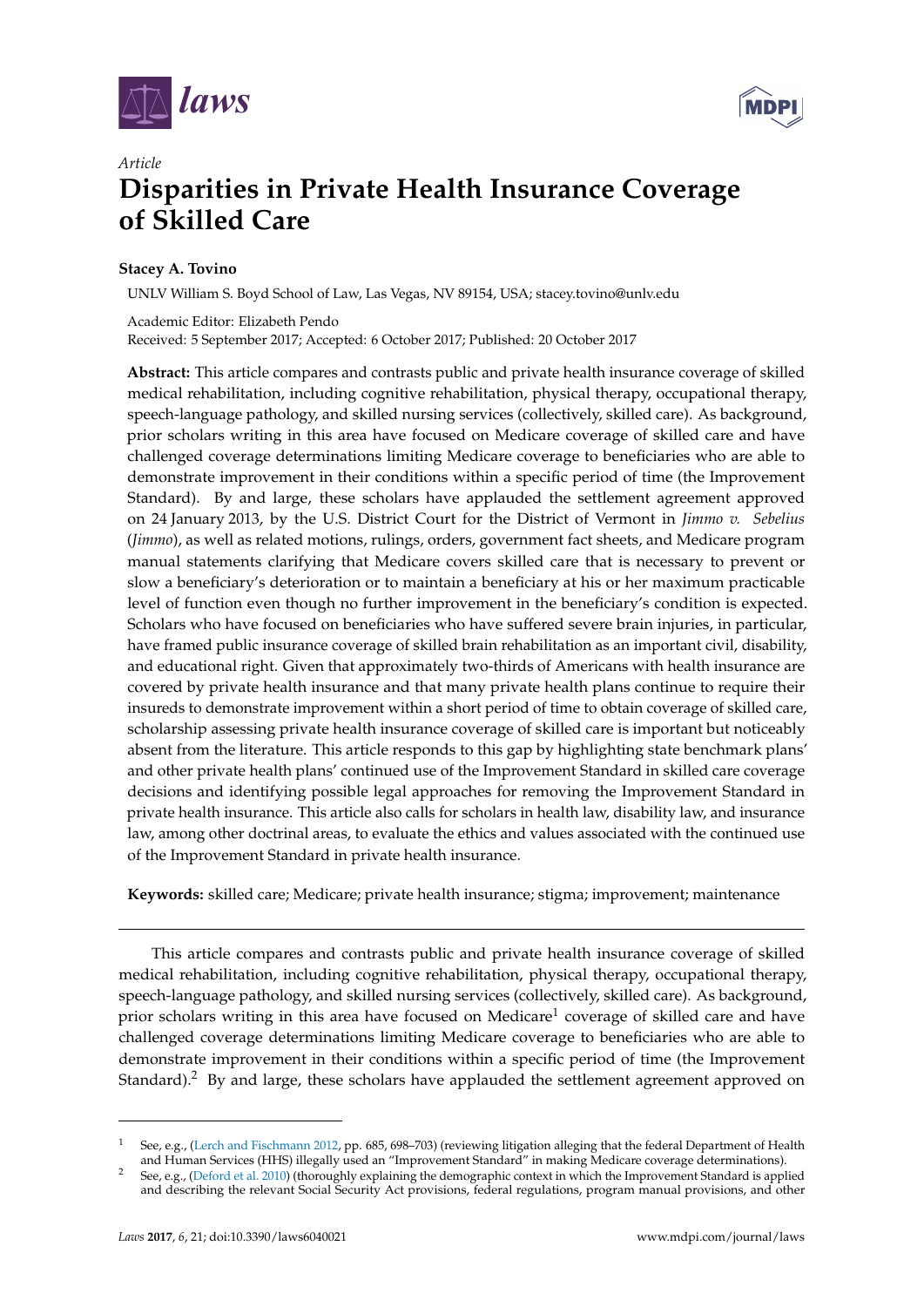# Disparities in Private Health Insurance Coverage of Skilled Care

**Stacey A. Tovino**

UNLV William S. Boyd School of Law, Las Vegas, NV 89154, USA; stacey.tovino@unlv.edu

Academic Editor: Elizabeth Pendo

Received: 5 September 2017; Accepted: 6 October 2017; Published: 20 October 2017

**Abstract:** This article compares and contrasts public and private health insurance coverage of skilled medical rehabilitation, including cognitive rehabilitation, physical therapy, occupational therapy, speech-language pathology, and skilled nursing services (collectively, skilled care). As background, prior scholars writing in this area have focused on Medicare coverage of skilled care and have challenged coverage determinations limiting Medicare coverage to beneficiaries who are able to demonstrate improvement in their conditions within a specific period of time (the Improvement Standard). By and large, these scholars have applauded the settlement agreement approved on 24 January 2013, by the U.S. District Court for the District of Vermont in *Jimmo v. Sebelius* (*Jimmo*), as well as related motions, rulings, orders, government fact sheets, and Medicare program manual statements clarifying that Medicare covers skilled care that is necessary to prevent or slow a beneficiary's deterioration or to maintain a beneficiary at his or her maximum practicable level of function even though no further improvement in the beneficiary's condition is expected. Scholars who have focused on beneficiaries who have suffered severe brain injuries, in particular, have framed public insurance coverage of skilled brain rehabilitation as an important civil, disability, and educational right. Given that approximately two-thirds of Americans with health insurance are covered by private health insurance and that many private health plans continue to require their insureds to demonstrate improvement within a short period of time to obtain coverage of skilled care, scholarship assessing private health insurance coverage of skilled care is important but noticeably absent from the literature. This article responds to this gap by highlighting state benchmark plans' and other private health plans' continued use of the Improvement Standard in skilled care coverage decisions and identifying possible legal approaches for removing the Improvement Standard in private health insurance. This article also calls for scholars in health law, disability law, and insurance law, among other doctrinal areas, to evaluate the ethics and values associated with the continued use of the Improvement Standard in private health insurance.

**Keywords:** skilled care; Medicare; private health insurance; stigma; improvement; maintenance

---

This article compares and contrasts public and private health insurance coverage of skilled medical rehabilitation, including cognitive rehabilitation, physical therapy, occupational therapy, speech-language pathology, and skilled nursing services (collectively, skilled care). As background, prior scholars writing in this area have focused on Medicare[1] coverage of skilled care and have challenged coverage determinations limiting Medicare coverage to beneficiaries who are able to demonstrate improvement in their conditions within a specific period of time (the Improvement Standard).[2] By and large, these scholars have applauded the settlement agreement approved on

---

[1] See, e.g., (Lerch and Fischmann 2012, pp. 685, 698–703) (reviewing litigation alleging that the federal Department of Health and Human Services (HHS) illegally used an "Improvement Standard" in making Medicare coverage determinations).

[2] See, e.g., (Deford et al. 2010) (thoroughly explaining the demographic context in which the Improvement Standard is applied and describing the relevant Social Security Act provisions, federal regulations, program manual provisions, and other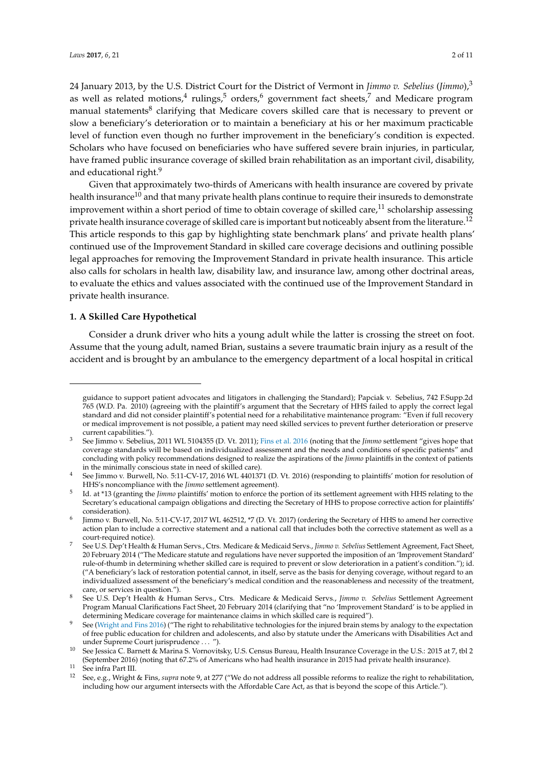24 January 2013, by the U.S. District Court for the District of Vermont in *Jimmo v. Sebelius* (*Jimmo*),[3] as well as related motions,[4] rulings,[5] orders,[6] government fact sheets,[7] and Medicare program manual statements[8] clarifying that Medicare covers skilled care that is necessary to prevent or slow a beneficiary's deterioration or to maintain a beneficiary at his or her maximum practicable level of function even though no further improvement in the beneficiary's condition is expected. Scholars who have focused on beneficiaries who have suffered severe brain injuries, in particular, have framed public insurance coverage of skilled brain rehabilitation as an important civil, disability, and educational right.[9]

Given that approximately two-thirds of Americans with health insurance are covered by private health insurance[10] and that many private health plans continue to require their insureds to demonstrate improvement within a short period of time to obtain coverage of skilled care,[11] scholarship assessing private health insurance coverage of skilled care is important but noticeably absent from the literature.[12] This article responds to this gap by highlighting state benchmark plans' and private health plans' continued use of the Improvement Standard in skilled care coverage decisions and outlining possible legal approaches for removing the Improvement Standard in private health insurance. This article also calls for scholars in health law, disability law, and insurance law, among other doctrinal areas, to evaluate the ethics and values associated with the continued use of the Improvement Standard in private health insurance.

### 1. A Skilled Care Hypothetical

Consider a drunk driver who hits a young adult while the latter is crossing the street on foot. Assume that the young adult, named Brian, sustains a severe traumatic brain injury as a result of the accident and is brought by an ambulance to the emergency department of a local hospital in critical

---

guidance to support patient advocates and litigators in challenging the Standard); Papciak v. Sebelius, 742 F.Supp.2d 765 (W.D. Pa. 2010) (agreeing with the plaintiff's argument that the Secretary of HHS failed to apply the correct legal standard and did not consider plaintiff's potential need for a rehabilitative maintenance program: "Even if full recovery or medical improvement is not possible, a patient may need skilled services to prevent further deterioration or preserve current capabilities.").

3. See Jimmo v. Sebelius, 2011 WL 5104355 (D. Vt. 2011); Fins et al. 2016 (noting that the *Jimmo* settlement "gives hope that coverage standards will be based on individualized assessment and the needs and conditions of specific patients" and concluding with policy recommendations designed to realize the aspirations of the *Jimmo* plaintiffs in the context of patients in the minimally conscious state in need of skilled care).

4. See Jimmo v. Burwell, No. 5:11-CV-17, 2016 WL 4401371 (D. Vt. 2016) (responding to plaintiffs' motion for resolution of HHS's noncompliance with the *Jimmo* settlement agreement).

5. Id. at *13 (granting the *Jimmo* plaintiffs' motion to enforce the portion of its settlement agreement with HHS relating to the Secretary's educational campaign obligations and directing the Secretary of HHS to propose corrective action for plaintiffs' consideration).

6. Jimmo v. Burwell, No. 5:11-CV-17, 2017 WL 462512, *7 (D. Vt. 2017) (ordering the Secretary of HHS to amend her corrective action plan to include a corrective statement and a national call that includes both the corrective statement as well as a court-required notice).

7. See U.S. Dep't Health & Human Servs., Ctrs. Medicare & Medicaid Servs., *Jimmo v. Sebelius* Settlement Agreement, Fact Sheet, 20 February 2014 ("The Medicare statute and regulations have never supported the imposition of an 'Improvement Standard' rule-of-thumb in determining whether skilled care is required to prevent or slow deterioration in a patient's condition."); id. ("A beneficiary's lack of restoration potential cannot, in itself, serve as the basis for denying coverage, without regard to an individualized assessment of the beneficiary's medical condition and the reasonableness and necessity of the treatment, care, or services in question.").

8. See U.S. Dep't Health & Human Servs., Ctrs. Medicare & Medicaid Servs., *Jimmo v. Sebelius* Settlement Agreement Program Manual Clarifications Fact Sheet, 20 February 2014 (clarifying that "no 'Improvement Standard' is to be applied in determining Medicare coverage for maintenance claims in which skilled care is required").

9. See (Wright and Fins 2016) ("The right to rehabilitative technologies for the injured brain stems by analogy to the expectation of free public education for children and adolescents, and also by statute under the Americans with Disabilities Act and under Supreme Court jurisprudence ... ").

10. See Jessica C. Barnett & Marina S. Vornovitsky, U.S. Census Bureau, Health Insurance Coverage in the U.S.: 2015 at 7, tbl 2 (September 2016) (noting that 67.2% of Americans who had health insurance in 2015 had private health insurance).

11. See infra Part III.

12. See, e.g., Wright & Fins, *supra* note 9, at 277 ("We do not address all possible reforms to realize the right to rehabilitation, including how our argument intersects with the Affordable Care Act, as that is beyond the scope of this Article.").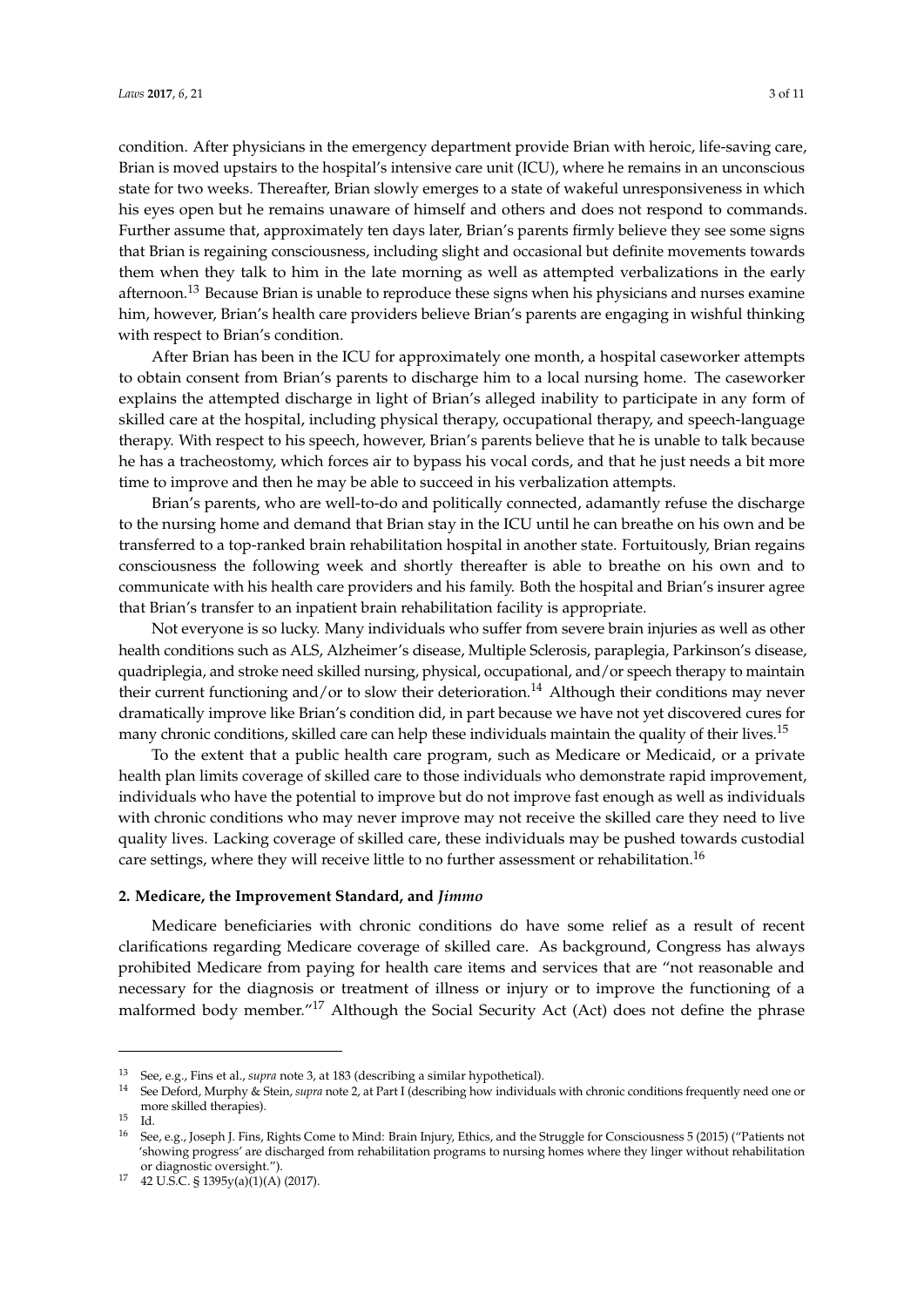condition. After physicians in the emergency department provide Brian with heroic, life-saving care, Brian is moved upstairs to the hospital's intensive care unit (ICU), where he remains in an unconscious state for two weeks. Thereafter, Brian slowly emerges to a state of wakeful unresponsiveness in which his eyes open but he remains unaware of himself and others and does not respond to commands. Further assume that, approximately ten days later, Brian's parents firmly believe they see some signs that Brian is regaining consciousness, including slight and occasional but definite movements towards them when they talk to him in the late morning as well as attempted verbalizations in the early afternoon.[13] Because Brian is unable to reproduce these signs when his physicians and nurses examine him, however, Brian's health care providers believe Brian's parents are engaging in wishful thinking with respect to Brian's condition.

After Brian has been in the ICU for approximately one month, a hospital caseworker attempts to obtain consent from Brian's parents to discharge him to a local nursing home. The caseworker explains the attempted discharge in light of Brian's alleged inability to participate in any form of skilled care at the hospital, including physical therapy, occupational therapy, and speech-language therapy. With respect to his speech, however, Brian's parents believe that he is unable to talk because he has a tracheostomy, which forces air to bypass his vocal cords, and that he just needs a bit more time to improve and then he may be able to succeed in his verbalization attempts.

Brian's parents, who are well-to-do and politically connected, adamantly refuse the discharge to the nursing home and demand that Brian stay in the ICU until he can breathe on his own and be transferred to a top-ranked brain rehabilitation hospital in another state. Fortuitously, Brian regains consciousness the following week and shortly thereafter is able to breathe on his own and to communicate with his health care providers and his family. Both the hospital and Brian's insurer agree that Brian's transfer to an inpatient brain rehabilitation facility is appropriate.

Not everyone is so lucky. Many individuals who suffer from severe brain injuries as well as other health conditions such as ALS, Alzheimer's disease, Multiple Sclerosis, paraplegia, Parkinson's disease, quadriplegia, and stroke need skilled nursing, physical, occupational, and/or speech therapy to maintain their current functioning and/or to slow their deterioration.[14] Although their conditions may never dramatically improve like Brian's condition did, in part because we have not yet discovered cures for many chronic conditions, skilled care can help these individuals maintain the quality of their lives.[15]

To the extent that a public health care program, such as Medicare or Medicaid, or a private health plan limits coverage of skilled care to those individuals who demonstrate rapid improvement, individuals who have the potential to improve but do not improve fast enough as well as individuals with chronic conditions who may never improve may not receive the skilled care they need to live quality lives. Lacking coverage of skilled care, these individuals may be pushed towards custodial care settings, where they will receive little to no further assessment or rehabilitation.[16]

## 2. Medicare, the Improvement Standard, and *Jimmo*

Medicare beneficiaries with chronic conditions do have some relief as a result of recent clarifications regarding Medicare coverage of skilled care. As background, Congress has always prohibited Medicare from paying for health care items and services that are "not reasonable and necessary for the diagnosis or treatment of illness or injury or to improve the functioning of a malformed body member."[17] Although the Social Security Act (Act) does not define the phrase

---

[13] See, e.g., Fins et al., *supra* note 3, at 183 (describing a similar hypothetical).

[14] See Deford, Murphy & Stein, *supra* note 2, at Part I (describing how individuals with chronic conditions frequently need one or more skilled therapies).

[15] Id.

[16] See, e.g., Joseph J. Fins, Rights Come to Mind: Brain Injury, Ethics, and the Struggle for Consciousness 5 (2015) ("Patients not 'showing progress' are discharged from rehabilitation programs to nursing homes where they linger without rehabilitation or diagnostic oversight.").

[17] 42 U.S.C. § 1395y(a)(1)(A) (2017).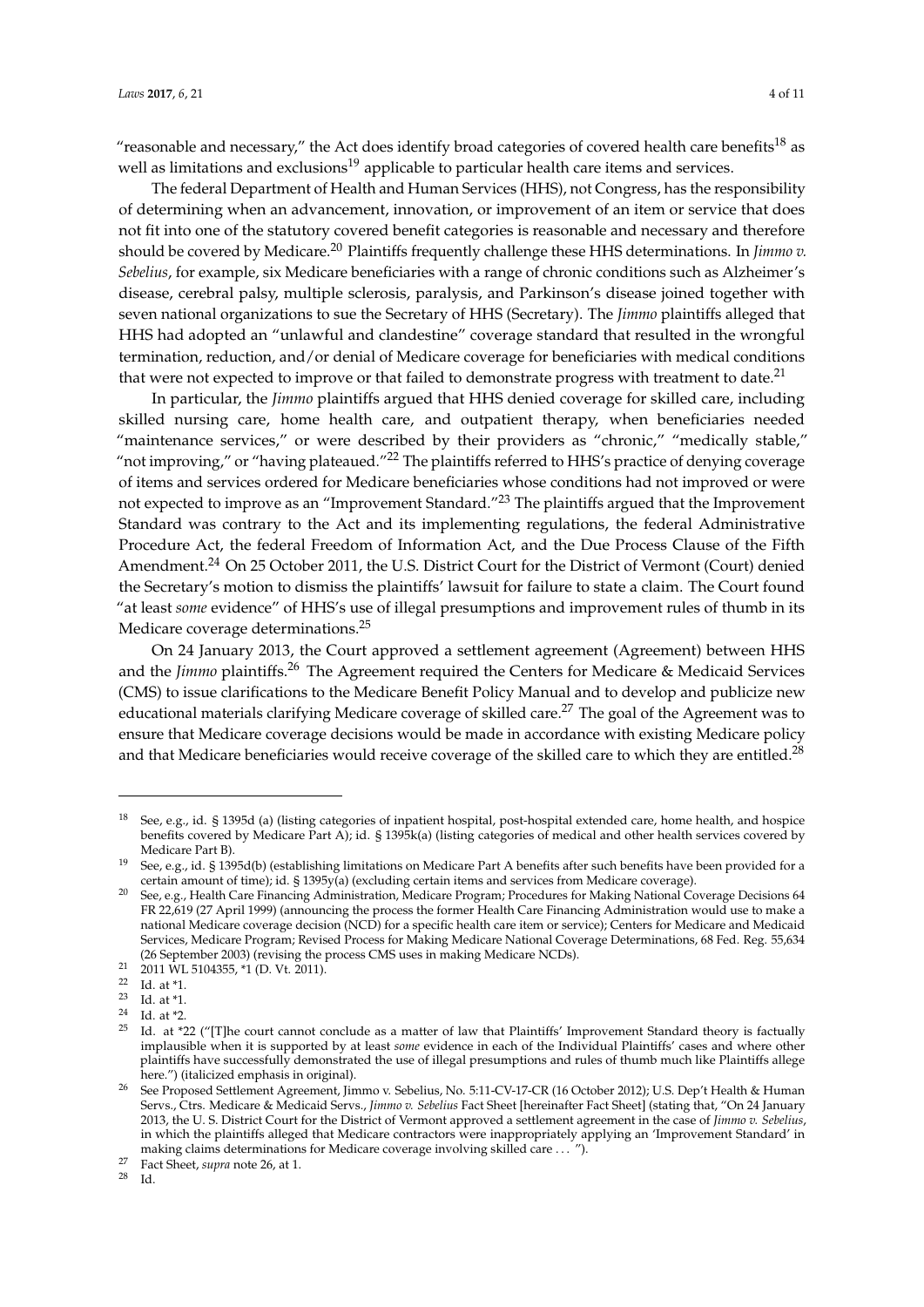"reasonable and necessary," the Act does identify broad categories of covered health care benefits[18] as well as limitations and exclusions[19] applicable to particular health care items and services.

The federal Department of Health and Human Services (HHS), not Congress, has the responsibility of determining when an advancement, innovation, or improvement of an item or service that does not fit into one of the statutory covered benefit categories is reasonable and necessary and therefore should be covered by Medicare.[20] Plaintiffs frequently challenge these HHS determinations. In *Jimmo v. Sebelius*, for example, six Medicare beneficiaries with a range of chronic conditions such as Alzheimer's disease, cerebral palsy, multiple sclerosis, paralysis, and Parkinson's disease joined together with seven national organizations to sue the Secretary of HHS (Secretary). The *Jimmo* plaintiffs alleged that HHS had adopted an "unlawful and clandestine" coverage standard that resulted in the wrongful termination, reduction, and/or denial of Medicare coverage for beneficiaries with medical conditions that were not expected to improve or that failed to demonstrate progress with treatment to date.[21]

In particular, the *Jimmo* plaintiffs argued that HHS denied coverage for skilled care, including skilled nursing care, home health care, and outpatient therapy, when beneficiaries needed "maintenance services," or were described by their providers as "chronic," "medically stable," "not improving," or "having plateaued."[22] The plaintiffs referred to HHS's practice of denying coverage of items and services ordered for Medicare beneficiaries whose conditions had not improved or were not expected to improve as an "Improvement Standard."[23] The plaintiffs argued that the Improvement Standard was contrary to the Act and its implementing regulations, the federal Administrative Procedure Act, the federal Freedom of Information Act, and the Due Process Clause of the Fifth Amendment.[24] On 25 October 2011, the U.S. District Court for the District of Vermont (Court) denied the Secretary's motion to dismiss the plaintiffs' lawsuit for failure to state a claim. The Court found "at least *some* evidence" of HHS's use of illegal presumptions and improvement rules of thumb in its Medicare coverage determinations.[25]

On 24 January 2013, the Court approved a settlement agreement (Agreement) between HHS and the *Jimmo* plaintiffs.[26] The Agreement required the Centers for Medicare & Medicaid Services (CMS) to issue clarifications to the Medicare Benefit Policy Manual and to develop and publicize new educational materials clarifying Medicare coverage of skilled care.[27] The goal of the Agreement was to ensure that Medicare coverage decisions would be made in accordance with existing Medicare policy and that Medicare beneficiaries would receive coverage of the skilled care to which they are entitled.[28]

---

[18] See, e.g., id. § 1395d (a) (listing categories of inpatient hospital, post-hospital extended care, home health, and hospice benefits covered by Medicare Part A); id. § 1395k(a) (listing categories of medical and other health services covered by Medicare Part B).

[19] See, e.g., id. § 1395d(b) (establishing limitations on Medicare Part A benefits after such benefits have been provided for a certain amount of time); id. § 1395y(a) (excluding certain items and services from Medicare coverage).

[20] See, e.g., Health Care Financing Administration, Medicare Program; Procedures for Making National Coverage Decisions 64 FR 22,619 (27 April 1999) (announcing the process the former Health Care Financing Administration would use to make a national Medicare coverage decision (NCD) for a specific health care item or service); Centers for Medicare and Medicaid Services, Medicare Program; Revised Process for Making Medicare National Coverage Determinations, 68 Fed. Reg. 55,634 (26 September 2003) (revising the process CMS uses in making Medicare NCDs).

[21] 2011 WL 5104355, *1 (D. Vt. 2011).

[22] Id. at *1.

[23] Id. at *1.

[24] Id. at *2.

[25] Id. at *22 ("[T]he court cannot conclude as a matter of law that Plaintiffs' Improvement Standard theory is factually implausible when it is supported by at least *some* evidence in each of the Individual Plaintiffs' cases and where other plaintiffs have successfully demonstrated the use of illegal presumptions and rules of thumb much like Plaintiffs allege here.") (italicized emphasis in original).

[26] See Proposed Settlement Agreement, Jimmo v. Sebelius, No. 5:11-CV-17-CR (16 October 2012); U.S. Dep't Health & Human Servs., Ctrs. Medicare & Medicaid Servs., *Jimmo v. Sebelius* Fact Sheet [hereinafter Fact Sheet] (stating that, "On 24 January 2013, the U. S. District Court for the District of Vermont approved a settlement agreement in the case of *Jimmo v. Sebelius*, in which the plaintiffs alleged that Medicare contractors were inappropriately applying an 'Improvement Standard' in making claims determinations for Medicare coverage involving skilled care . . . ").

[27] Fact Sheet, *supra* note 26, at 1.

[28] Id.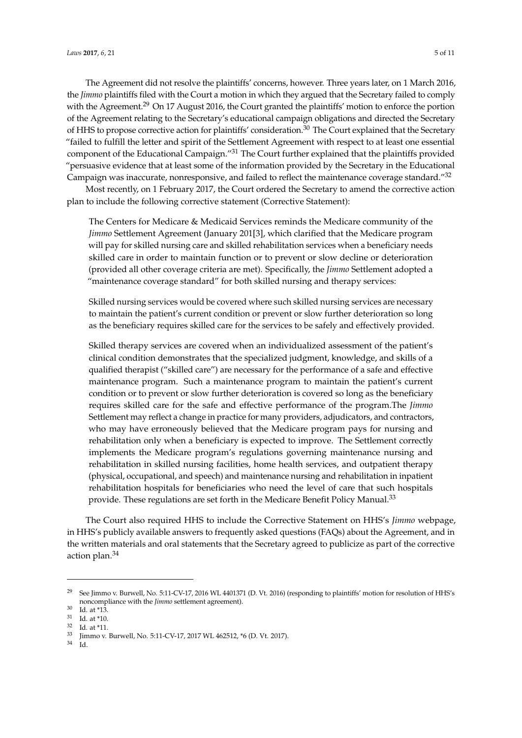The Agreement did not resolve the plaintiffs' concerns, however. Three years later, on 1 March 2016, the *Jimmo* plaintiffs filed with the Court a motion in which they argued that the Secretary failed to comply with the Agreement.[29] On 17 August 2016, the Court granted the plaintiffs' motion to enforce the portion of the Agreement relating to the Secretary's educational campaign obligations and directed the Secretary of HHS to propose corrective action for plaintiffs' consideration.[30] The Court explained that the Secretary "failed to fulfill the letter and spirit of the Settlement Agreement with respect to at least one essential component of the Educational Campaign."[31] The Court further explained that the plaintiffs provided "persuasive evidence that at least some of the information provided by the Secretary in the Educational Campaign was inaccurate, nonresponsive, and failed to reflect the maintenance coverage standard."[32]

Most recently, on 1 February 2017, the Court ordered the Secretary to amend the corrective action plan to include the following corrective statement (Corrective Statement):

> The Centers for Medicare & Medicaid Services reminds the Medicare community of the *Jimmo* Settlement Agreement (January 201[3], which clarified that the Medicare program will pay for skilled nursing care and skilled rehabilitation services when a beneficiary needs skilled care in order to maintain function or to prevent or slow decline or deterioration (provided all other coverage criteria are met). Specifically, the *Jimmo* Settlement adopted a "maintenance coverage standard" for both skilled nursing and therapy services:
>
> Skilled nursing services would be covered where such skilled nursing services are necessary to maintain the patient's current condition or prevent or slow further deterioration so long as the beneficiary requires skilled care for the services to be safely and effectively provided.
>
> Skilled therapy services are covered when an individualized assessment of the patient's clinical condition demonstrates that the specialized judgment, knowledge, and skills of a qualified therapist ("skilled care") are necessary for the performance of a safe and effective maintenance program. Such a maintenance program to maintain the patient's current condition or to prevent or slow further deterioration is covered so long as the beneficiary requires skilled care for the safe and effective performance of the program.The *Jimmo* Settlement may reflect a change in practice for many providers, adjudicators, and contractors, who may have erroneously believed that the Medicare program pays for nursing and rehabilitation only when a beneficiary is expected to improve. The Settlement correctly implements the Medicare program's regulations governing maintenance nursing and rehabilitation in skilled nursing facilities, home health services, and outpatient therapy (physical, occupational, and speech) and maintenance nursing and rehabilitation in inpatient rehabilitation hospitals for beneficiaries who need the level of care that such hospitals provide. These regulations are set forth in the Medicare Benefit Policy Manual.[33]

The Court also required HHS to include the Corrective Statement on HHS's *Jimmo* webpage, in HHS's publicly available answers to frequently asked questions (FAQs) about the Agreement, and in the written materials and oral statements that the Secretary agreed to publicize as part of the corrective action plan.[34]

---

[29] See Jimmo v. Burwell, No. 5:11-CV-17, 2016 WL 4401371 (D. Vt. 2016) (responding to plaintiffs' motion for resolution of HHS's noncompliance with the *Jimmo* settlement agreement).

[30] Id. at *13.

[31] Id. at *10.

[32] Id. at *11.

[33] Jimmo v. Burwell, No. 5:11-CV-17, 2017 WL 462512, *6 (D. Vt. 2017).

[34] Id.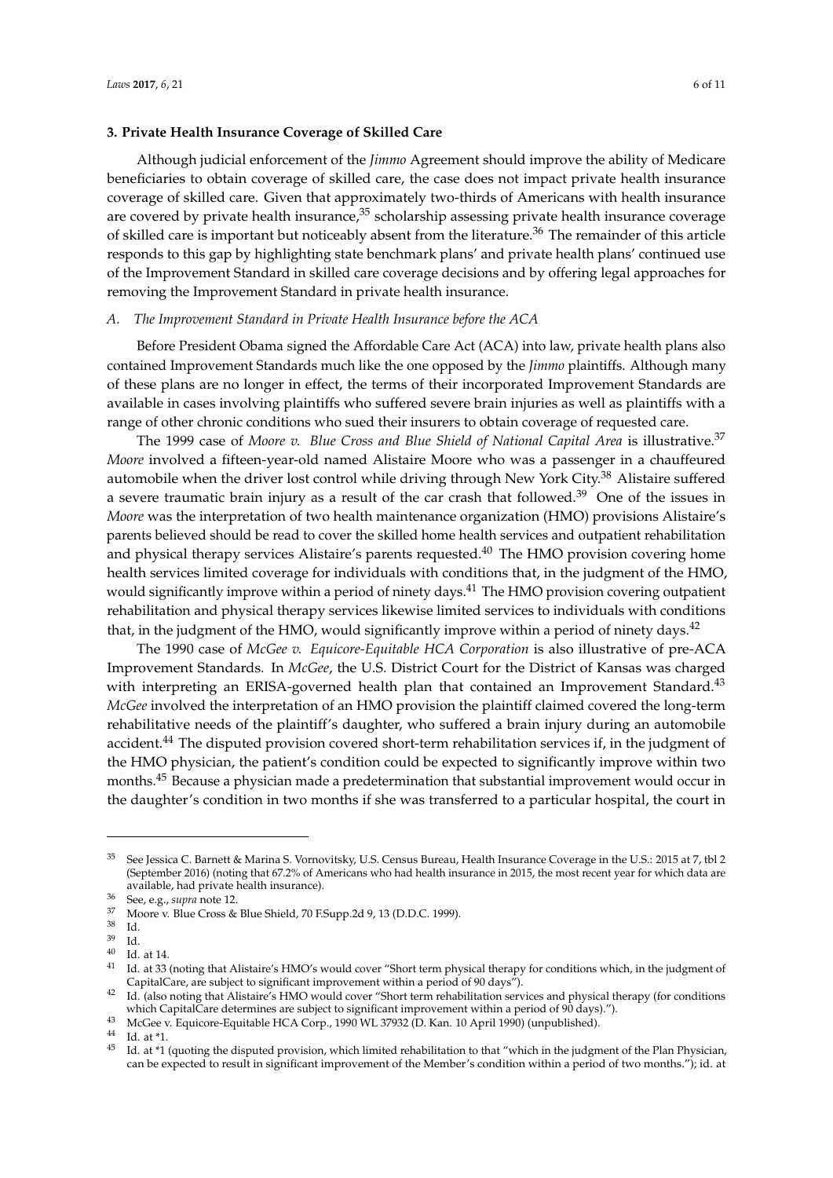### 3. Private Health Insurance Coverage of Skilled Care

Although judicial enforcement of the *Jimmo* Agreement should improve the ability of Medicare beneficiaries to obtain coverage of skilled care, the case does not impact private health insurance coverage of skilled care. Given that approximately two-thirds of Americans with health insurance are covered by private health insurance,[35] scholarship assessing private health insurance coverage of skilled care is important but noticeably absent from the literature.[36] The remainder of this article responds to this gap by highlighting state benchmark plans' and private health plans' continued use of the Improvement Standard in skilled care coverage decisions and by offering legal approaches for removing the Improvement Standard in private health insurance.

#### *A. The Improvement Standard in Private Health Insurance before the ACA*

Before President Obama signed the Affordable Care Act (ACA) into law, private health plans also contained Improvement Standards much like the one opposed by the *Jimmo* plaintiffs. Although many of these plans are no longer in effect, the terms of their incorporated Improvement Standards are available in cases involving plaintiffs who suffered severe brain injuries as well as plaintiffs with a range of other chronic conditions who sued their insurers to obtain coverage of requested care.

The 1999 case of *Moore v. Blue Cross and Blue Shield of National Capital Area* is illustrative.[37] *Moore* involved a fifteen-year-old named Alistaire Moore who was a passenger in a chauffeured automobile when the driver lost control while driving through New York City.[38] Alistaire suffered a severe traumatic brain injury as a result of the car crash that followed.[39] One of the issues in *Moore* was the interpretation of two health maintenance organization (HMO) provisions Alistaire's parents believed should be read to cover the skilled home health services and outpatient rehabilitation and physical therapy services Alistaire's parents requested.[40] The HMO provision covering home health services limited coverage for individuals with conditions that, in the judgment of the HMO, would significantly improve within a period of ninety days.[41] The HMO provision covering outpatient rehabilitation and physical therapy services likewise limited services to individuals with conditions that, in the judgment of the HMO, would significantly improve within a period of ninety days.[42]

The 1990 case of *McGee v. Equicore-Equitable HCA Corporation* is also illustrative of pre-ACA Improvement Standards. In *McGee*, the U.S. District Court for the District of Kansas was charged with interpreting an ERISA-governed health plan that contained an Improvement Standard.[43] *McGee* involved the interpretation of an HMO provision the plaintiff claimed covered the long-term rehabilitative needs of the plaintiff's daughter, who suffered a brain injury during an automobile accident.[44] The disputed provision covered short-term rehabilitation services if, in the judgment of the HMO physician, the patient's condition could be expected to significantly improve within two months.[45] Because a physician made a predetermination that substantial improvement would occur in the daughter's condition in two months if she was transferred to a particular hospital, the court in

---

[35] See Jessica C. Barnett & Marina S. Vornovitsky, U.S. Census Bureau, Health Insurance Coverage in the U.S.: 2015 at 7, tbl 2 (September 2016) (noting that 67.2% of Americans who had health insurance in 2015, the most recent year for which data are available, had private health insurance).

[36] See, e.g., *supra* note 12.

[37] Moore v. Blue Cross & Blue Shield, 70 F.Supp.2d 9, 13 (D.D.C. 1999).

[38] Id.

[39] Id.

[40] Id. at 14.

[41] Id. at 33 (noting that Alistaire's HMO's would cover "Short term physical therapy for conditions which, in the judgment of CapitalCare, are subject to significant improvement within a period of 90 days").

[42] Id. (also noting that Alistaire's HMO would cover "Short term rehabilitation services and physical therapy (for conditions which CapitalCare determines are subject to significant improvement within a period of 90 days).").

[43] McGee v. Equicore-Equitable HCA Corp., 1990 WL 37932 (D. Kan. 10 April 1990) (unpublished).

[44] Id. at *1.

[45] Id. at *1 (quoting the disputed provision, which limited rehabilitation to that "which in the judgment of the Plan Physician, can be expected to result in significant improvement of the Member's condition within a period of two months."); id. at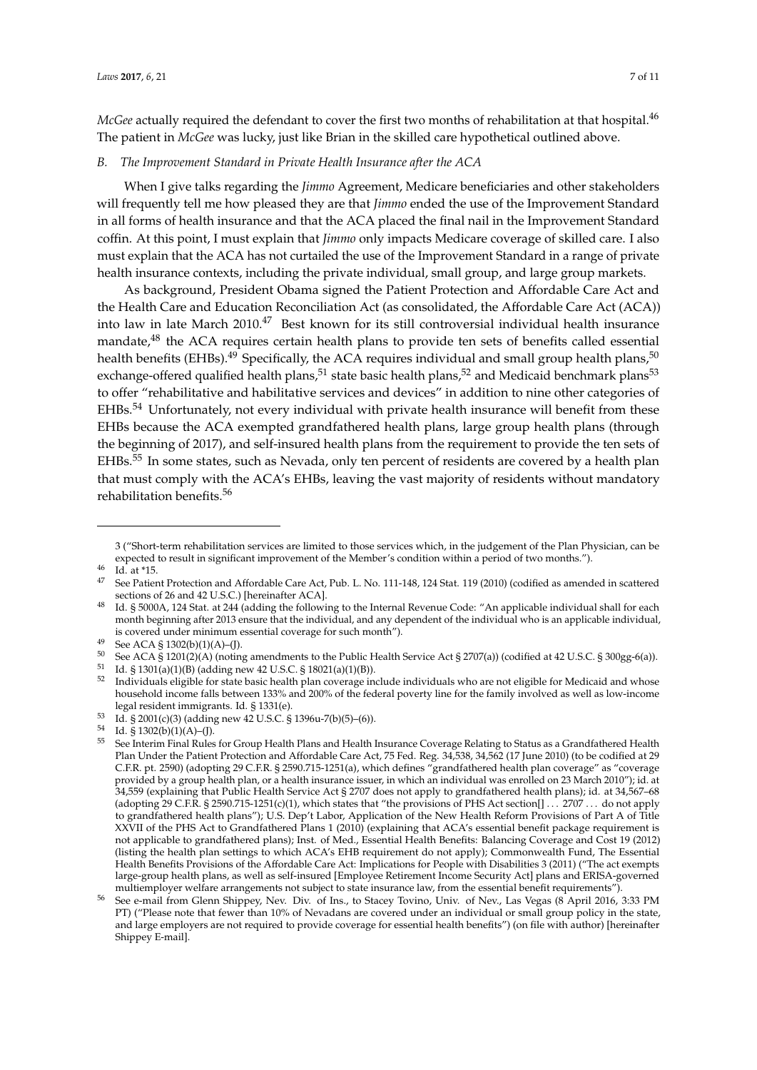*McGee* actually required the defendant to cover the first two months of rehabilitation at that hospital.[46] The patient in *McGee* was lucky, just like Brian in the skilled care hypothetical outlined above.

### *B. The Improvement Standard in Private Health Insurance after the ACA*

When I give talks regarding the *Jimmo* Agreement, Medicare beneficiaries and other stakeholders will frequently tell me how pleased they are that *Jimmo* ended the use of the Improvement Standard in all forms of health insurance and that the ACA placed the final nail in the Improvement Standard coffin. At this point, I must explain that *Jimmo* only impacts Medicare coverage of skilled care. I also must explain that the ACA has not curtailed the use of the Improvement Standard in a range of private health insurance contexts, including the private individual, small group, and large group markets.

As background, President Obama signed the Patient Protection and Affordable Care Act and the Health Care and Education Reconciliation Act (as consolidated, the Affordable Care Act (ACA)) into law in late March 2010.[47] Best known for its still controversial individual health insurance mandate,[48] the ACA requires certain health plans to provide ten sets of benefits called essential health benefits (EHBs).[49] Specifically, the ACA requires individual and small group health plans,[50] exchange-offered qualified health plans,[51] state basic health plans,[52] and Medicaid benchmark plans[53] to offer "rehabilitative and habilitative services and devices" in addition to nine other categories of EHBs.[54] Unfortunately, not every individual with private health insurance will benefit from these EHBs because the ACA exempted grandfathered health plans, large group health plans (through the beginning of 2017), and self-insured health plans from the requirement to provide the ten sets of EHBs.[55] In some states, such as Nevada, only ten percent of residents are covered by a health plan that must comply with the ACA's EHBs, leaving the vast majority of residents without mandatory rehabilitation benefits.[56]

---

3 ("Short-term rehabilitation services are limited to those services which, in the judgement of the Plan Physician, can be expected to result in significant improvement of the Member's condition within a period of two months.").

[46] Id. at *15.

[47] See Patient Protection and Affordable Care Act, Pub. L. No. 111-148, 124 Stat. 119 (2010) (codified as amended in scattered sections of 26 and 42 U.S.C.) [hereinafter ACA].

[48] Id. § 5000A, 124 Stat. at 244 (adding the following to the Internal Revenue Code: "An applicable individual shall for each month beginning after 2013 ensure that the individual, and any dependent of the individual who is an applicable individual, is covered under minimum essential coverage for such month").

[49] See ACA § 1302(b)(1)(A)–(J).

[50] See ACA § 1201(2)(A) (noting amendments to the Public Health Service Act § 2707(a)) (codified at 42 U.S.C. § 300gg-6(a)).

[51] Id. § 1301(a)(1)(B) (adding new 42 U.S.C. § 18021(a)(1)(B)).

[52] Individuals eligible for state basic health plan coverage include individuals who are not eligible for Medicaid and whose household income falls between 133% and 200% of the federal poverty line for the family involved as well as low-income legal resident immigrants. Id. § 1331(e).

[53] Id. § 2001(c)(3) (adding new 42 U.S.C. § 1396u-7(b)(5)–(6)).

[54] Id. § 1302(b)(1)(A)–(J).

[55] See Interim Final Rules for Group Health Plans and Health Insurance Coverage Relating to Status as a Grandfathered Health Plan Under the Patient Protection and Affordable Care Act, 75 Fed. Reg. 34,538, 34,562 (17 June 2010) (to be codified at 29 C.F.R. pt. 2590) (adopting 29 C.F.R. § 2590.715-1251(a), which defines "grandfathered health plan coverage" as "coverage provided by a group health plan, or a health insurance issuer, in which an individual was enrolled on 23 March 2010"); id. at 34,559 (explaining that Public Health Service Act § 2707 does not apply to grandfathered health plans); id. at 34,567–68 (adopting 29 C.F.R. § 2590.715-1251(c)(1), which states that "the provisions of PHS Act section[] . . . 2707 . . . do not apply to grandfathered health plans"); U.S. Dep't Labor, Application of the New Health Reform Provisions of Part A of Title XXVII of the PHS Act to Grandfathered Plans 1 (2010) (explaining that ACA's essential benefit package requirement is not applicable to grandfathered plans); Inst. of Med., Essential Health Benefits: Balancing Coverage and Cost 19 (2012) (listing the health plan settings to which ACA's EHB requirement do not apply); Commonwealth Fund, The Essential Health Benefits Provisions of the Affordable Care Act: Implications for People with Disabilities 3 (2011) ("The act exempts large-group health plans, as well as self-insured [Employee Retirement Income Security Act] plans and ERISA-governed multiemployer welfare arrangements not subject to state insurance law, from the essential benefit requirements").

[56] See e-mail from Glenn Shippey, Nev. Div. of Ins., to Stacey Tovino, Univ. of Nev., Las Vegas (8 April 2016, 3:33 PM PT) ("Please note that fewer than 10% of Nevadans are covered under an individual or small group policy in the state, and large employers are not required to provide coverage for essential health benefits") (on file with author) [hereinafter Shippey E-mail].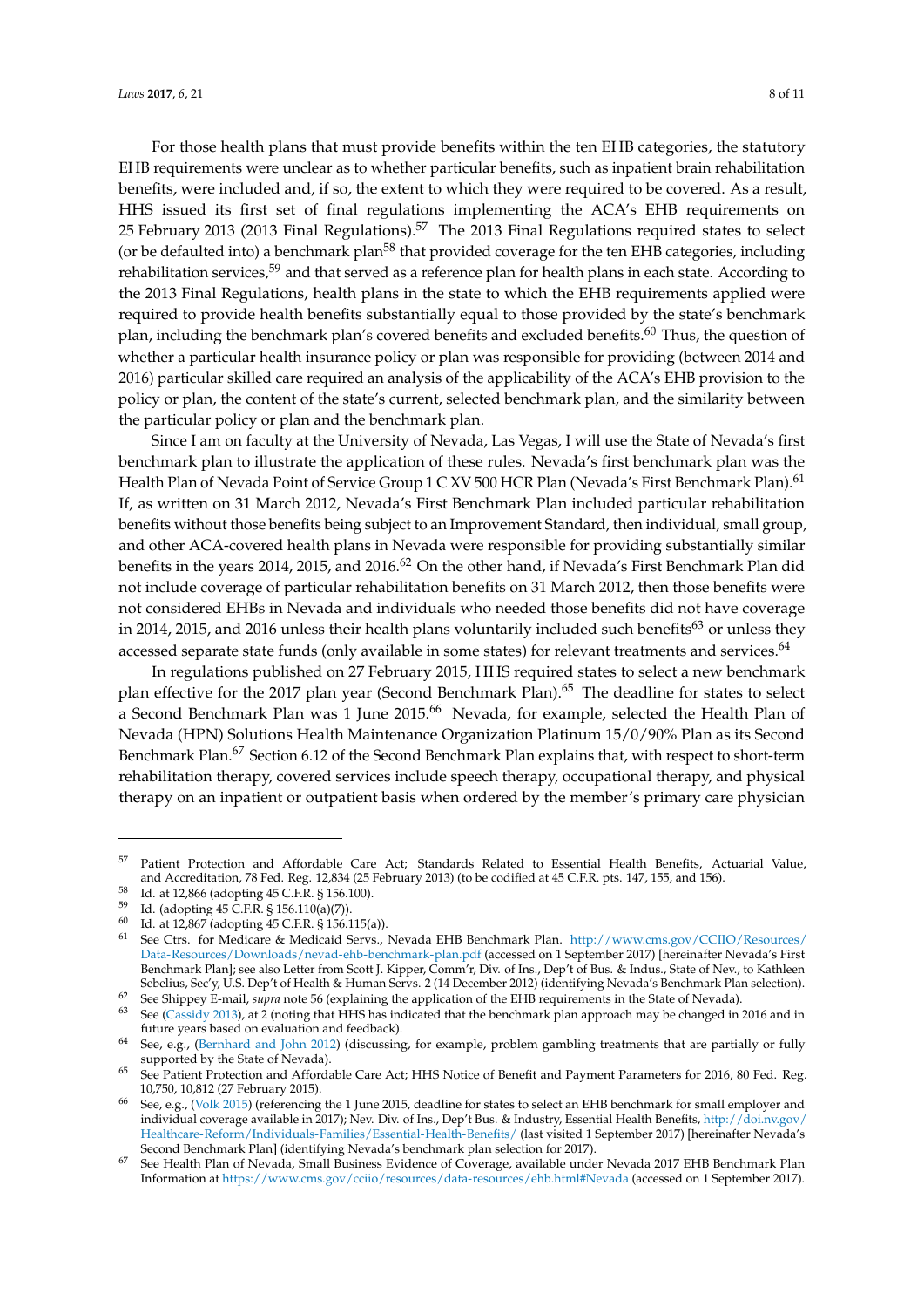For those health plans that must provide benefits within the ten EHB categories, the statutory EHB requirements were unclear as to whether particular benefits, such as inpatient brain rehabilitation benefits, were included and, if so, the extent to which they were required to be covered. As a result, HHS issued its first set of final regulations implementing the ACA's EHB requirements on 25 February 2013 (2013 Final Regulations).[57] The 2013 Final Regulations required states to select (or be defaulted into) a benchmark plan[58] that provided coverage for the ten EHB categories, including rehabilitation services,[59] and that served as a reference plan for health plans in each state. According to the 2013 Final Regulations, health plans in the state to which the EHB requirements applied were required to provide health benefits substantially equal to those provided by the state's benchmark plan, including the benchmark plan's covered benefits and excluded benefits.[60] Thus, the question of whether a particular health insurance policy or plan was responsible for providing (between 2014 and 2016) particular skilled care required an analysis of the applicability of the ACA's EHB provision to the policy or plan, the content of the state's current, selected benchmark plan, and the similarity between the particular policy or plan and the benchmark plan.

Since I am on faculty at the University of Nevada, Las Vegas, I will use the State of Nevada's first benchmark plan to illustrate the application of these rules. Nevada's first benchmark plan was the Health Plan of Nevada Point of Service Group 1 C XV 500 HCR Plan (Nevada's First Benchmark Plan).[61] If, as written on 31 March 2012, Nevada's First Benchmark Plan included particular rehabilitation benefits without those benefits being subject to an Improvement Standard, then individual, small group, and other ACA-covered health plans in Nevada were responsible for providing substantially similar benefits in the years 2014, 2015, and 2016.[62] On the other hand, if Nevada's First Benchmark Plan did not include coverage of particular rehabilitation benefits on 31 March 2012, then those benefits were not considered EHBs in Nevada and individuals who needed those benefits did not have coverage in 2014, 2015, and 2016 unless their health plans voluntarily included such benefits[63] or unless they accessed separate state funds (only available in some states) for relevant treatments and services.[64]

In regulations published on 27 February 2015, HHS required states to select a new benchmark plan effective for the 2017 plan year (Second Benchmark Plan).[65] The deadline for states to select a Second Benchmark Plan was 1 June 2015.[66] Nevada, for example, selected the Health Plan of Nevada (HPN) Solutions Health Maintenance Organization Platinum 15/0/90% Plan as its Second Benchmark Plan.[67] Section 6.12 of the Second Benchmark Plan explains that, with respect to short-term rehabilitation therapy, covered services include speech therapy, occupational therapy, and physical therapy on an inpatient or outpatient basis when ordered by the member's primary care physician

---

[57] Patient Protection and Affordable Care Act; Standards Related to Essential Health Benefits, Actuarial Value, and Accreditation, 78 Fed. Reg. 12,834 (25 February 2013) (to be codified at 45 C.F.R. pts. 147, 155, and 156).

[58] Id. at 12,866 (adopting 45 C.F.R. § 156.100).

[59] Id. (adopting 45 C.F.R. § 156.110(a)(7)).

[60] Id. at 12,867 (adopting 45 C.F.R. § 156.115(a)).

[61] See Ctrs. for Medicare & Medicaid Servs., Nevada EHB Benchmark Plan. http://www.cms.gov/CCIIO/Resources/Data-Resources/Downloads/nevad-ehb-benchmark-plan.pdf (accessed on 1 September 2017) [hereinafter Nevada's First Benchmark Plan]; see also Letter from Scott J. Kipper, Comm'r, Div. of Ins., Dep't of Bus. & Indus., State of Nev., to Kathleen Sebelius, Sec'y, U.S. Dep't of Health & Human Servs. 2 (14 December 2012) (identifying Nevada's Benchmark Plan selection).

[62] See Shippey E-mail, *supra* note 56 (explaining the application of the EHB requirements in the State of Nevada).

[63] See (Cassidy 2013), at 2 (noting that HHS has indicated that the benchmark plan approach may be changed in 2016 and in future years based on evaluation and feedback).

[64] See, e.g., (Bernhard and John 2012) (discussing, for example, problem gambling treatments that are partially or fully supported by the State of Nevada).

[65] See Patient Protection and Affordable Care Act; HHS Notice of Benefit and Payment Parameters for 2016, 80 Fed. Reg. 10,750, 10,812 (27 February 2015).

[66] See, e.g., (Volk 2015) (referencing the 1 June 2015, deadline for states to select an EHB benchmark for small employer and individual coverage available in 2017); Nev. Div. of Ins., Dep't Bus. & Industry, Essential Health Benefits, http://doi.nv.gov/Healthcare-Reform/Individuals-Families/Essential-Health-Benefits/ (last visited 1 September 2017) [hereinafter Nevada's Second Benchmark Plan] (identifying Nevada's benchmark plan selection for 2017).

[67] See Health Plan of Nevada, Small Business Evidence of Coverage, available under Nevada 2017 EHB Benchmark Plan Information at https://www.cms.gov/cciio/resources/data-resources/ehb.html#Nevada (accessed on 1 September 2017).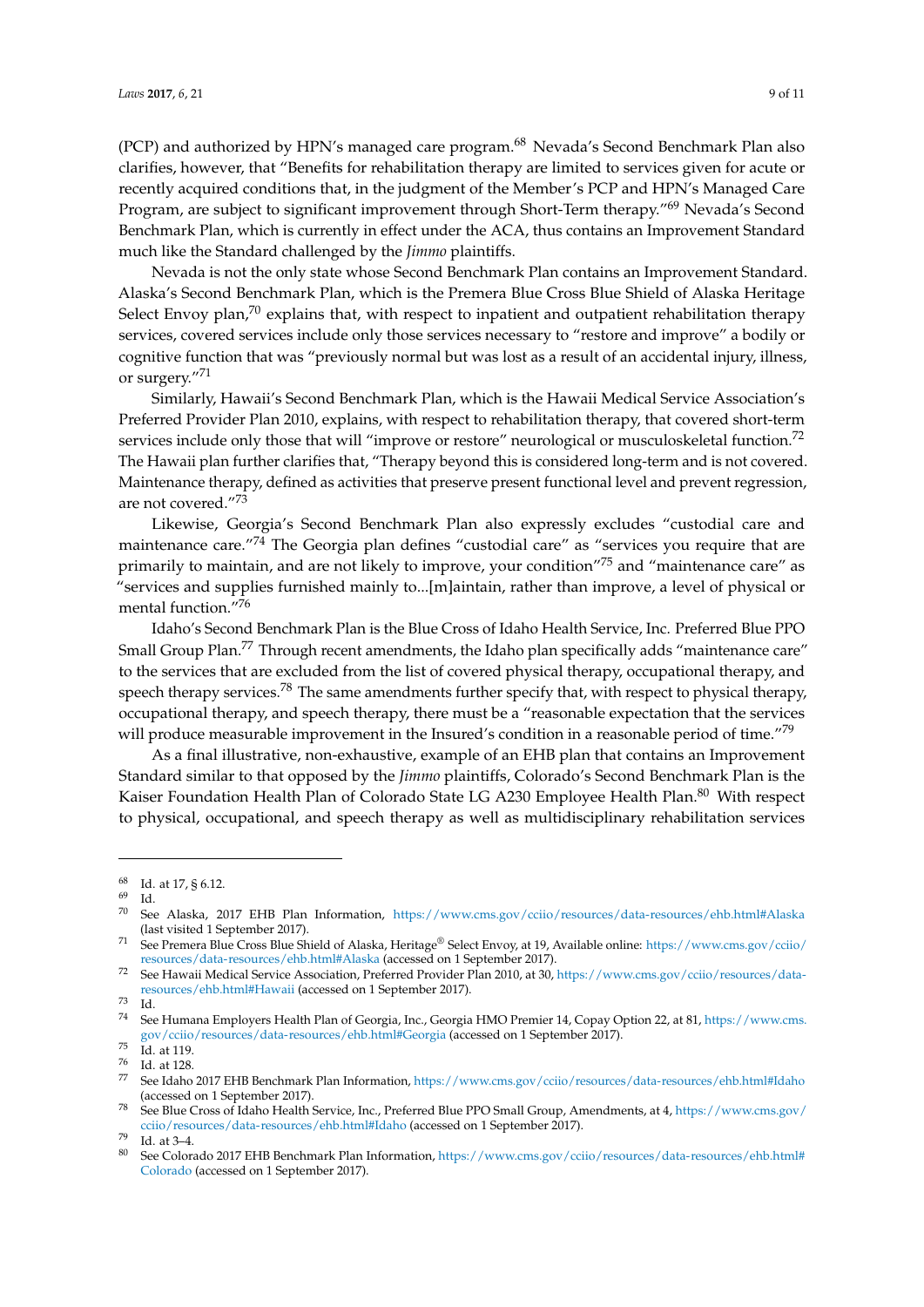(PCP) and authorized by HPN's managed care program.[68] Nevada's Second Benchmark Plan also clarifies, however, that "Benefits for rehabilitation therapy are limited to services given for acute or recently acquired conditions that, in the judgment of the Member's PCP and HPN's Managed Care Program, are subject to significant improvement through Short-Term therapy."[69] Nevada's Second Benchmark Plan, which is currently in effect under the ACA, thus contains an Improvement Standard much like the Standard challenged by the *Jimmo* plaintiffs.

Nevada is not the only state whose Second Benchmark Plan contains an Improvement Standard. Alaska's Second Benchmark Plan, which is the Premera Blue Cross Blue Shield of Alaska Heritage Select Envoy plan,[70] explains that, with respect to inpatient and outpatient rehabilitation therapy services, covered services include only those services necessary to "restore and improve" a bodily or cognitive function that was "previously normal but was lost as a result of an accidental injury, illness, or surgery."[71]

Similarly, Hawaii's Second Benchmark Plan, which is the Hawaii Medical Service Association's Preferred Provider Plan 2010, explains, with respect to rehabilitation therapy, that covered short-term services include only those that will "improve or restore" neurological or musculoskeletal function.[72] The Hawaii plan further clarifies that, "Therapy beyond this is considered long-term and is not covered. Maintenance therapy, defined as activities that preserve present functional level and prevent regression, are not covered."[73]

Likewise, Georgia's Second Benchmark Plan also expressly excludes "custodial care and maintenance care."[74] The Georgia plan defines "custodial care" as "services you require that are primarily to maintain, and are not likely to improve, your condition"[75] and "maintenance care" as "services and supplies furnished mainly to...[m]aintain, rather than improve, a level of physical or mental function."[76]

Idaho's Second Benchmark Plan is the Blue Cross of Idaho Health Service, Inc. Preferred Blue PPO Small Group Plan.[77] Through recent amendments, the Idaho plan specifically adds "maintenance care" to the services that are excluded from the list of covered physical therapy, occupational therapy, and speech therapy services.[78] The same amendments further specify that, with respect to physical therapy, occupational therapy, and speech therapy, there must be a "reasonable expectation that the services will produce measurable improvement in the Insured's condition in a reasonable period of time."[79]

As a final illustrative, non-exhaustive, example of an EHB plan that contains an Improvement Standard similar to that opposed by the *Jimmo* plaintiffs, Colorado's Second Benchmark Plan is the Kaiser Foundation Health Plan of Colorado State LG A230 Employee Health Plan.[80] With respect to physical, occupational, and speech therapy as well as multidisciplinary rehabilitation services

---

[68] Id. at 17, § 6.12.

[69] Id.

[70] See Alaska, 2017 EHB Plan Information, https://www.cms.gov/cciio/resources/data-resources/ehb.html#Alaska (last visited 1 September 2017).

[71] See Premera Blue Cross Blue Shield of Alaska, Heritage® Select Envoy, at 19, Available online: https://www.cms.gov/cciio/resources/data-resources/ehb.html#Alaska (accessed on 1 September 2017).

[72] See Hawaii Medical Service Association, Preferred Provider Plan 2010, at 30, https://www.cms.gov/cciio/resources/data-resources/ehb.html#Hawaii (accessed on 1 September 2017).

[73] Id.

[74] See Humana Employers Health Plan of Georgia, Inc., Georgia HMO Premier 14, Copay Option 22, at 81, https://www.cms.gov/cciio/resources/data-resources/ehb.html#Georgia (accessed on 1 September 2017).

[75] Id. at 119.

[76] Id. at 128.

[77] See Idaho 2017 EHB Benchmark Plan Information, https://www.cms.gov/cciio/resources/data-resources/ehb.html#Idaho (accessed on 1 September 2017).

[78] See Blue Cross of Idaho Health Service, Inc., Preferred Blue PPO Small Group, Amendments, at 4, https://www.cms.gov/cciio/resources/data-resources/ehb.html#Idaho (accessed on 1 September 2017).

[79] Id. at 3–4.

[80] See Colorado 2017 EHB Benchmark Plan Information, https://www.cms.gov/cciio/resources/data-resources/ehb.html#Colorado (accessed on 1 September 2017).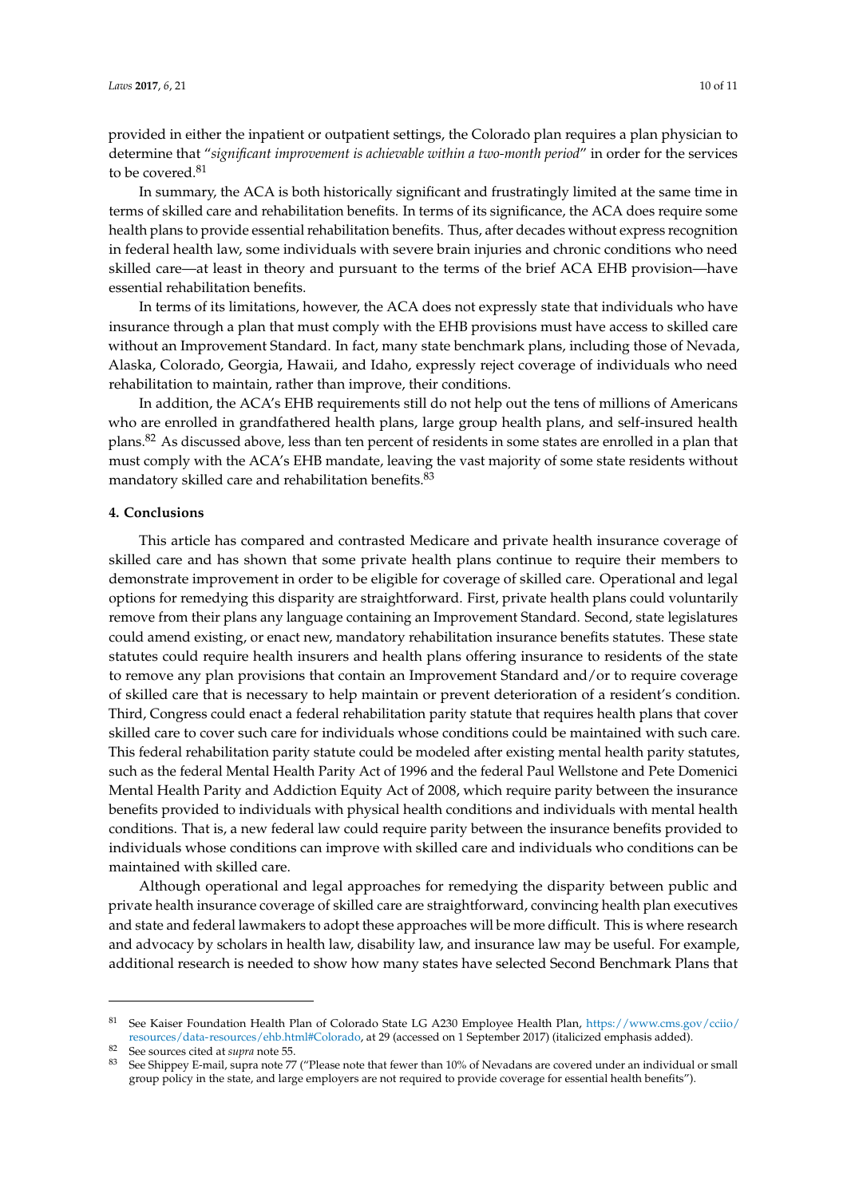provided in either the inpatient or outpatient settings, the Colorado plan requires a plan physician to determine that "*significant improvement is achievable within a two-month period*" in order for the services to be covered.[81]

In summary, the ACA is both historically significant and frustratingly limited at the same time in terms of skilled care and rehabilitation benefits. In terms of its significance, the ACA does require some health plans to provide essential rehabilitation benefits. Thus, after decades without express recognition in federal health law, some individuals with severe brain injuries and chronic conditions who need skilled care—at least in theory and pursuant to the terms of the brief ACA EHB provision—have essential rehabilitation benefits.

In terms of its limitations, however, the ACA does not expressly state that individuals who have insurance through a plan that must comply with the EHB provisions must have access to skilled care without an Improvement Standard. In fact, many state benchmark plans, including those of Nevada, Alaska, Colorado, Georgia, Hawaii, and Idaho, expressly reject coverage of individuals who need rehabilitation to maintain, rather than improve, their conditions.

In addition, the ACA's EHB requirements still do not help out the tens of millions of Americans who are enrolled in grandfathered health plans, large group health plans, and self-insured health plans.[82] As discussed above, less than ten percent of residents in some states are enrolled in a plan that must comply with the ACA's EHB mandate, leaving the vast majority of some state residents without mandatory skilled care and rehabilitation benefits.[83]

## 4. Conclusions

This article has compared and contrasted Medicare and private health insurance coverage of skilled care and has shown that some private health plans continue to require their members to demonstrate improvement in order to be eligible for coverage of skilled care. Operational and legal options for remedying this disparity are straightforward. First, private health plans could voluntarily remove from their plans any language containing an Improvement Standard. Second, state legislatures could amend existing, or enact new, mandatory rehabilitation insurance benefits statutes. These state statutes could require health insurers and health plans offering insurance to residents of the state to remove any plan provisions that contain an Improvement Standard and/or to require coverage of skilled care that is necessary to help maintain or prevent deterioration of a resident's condition. Third, Congress could enact a federal rehabilitation parity statute that requires health plans that cover skilled care to cover such care for individuals whose conditions could be maintained with such care. This federal rehabilitation parity statute could be modeled after existing mental health parity statutes, such as the federal Mental Health Parity Act of 1996 and the federal Paul Wellstone and Pete Domenici Mental Health Parity and Addiction Equity Act of 2008, which require parity between the insurance benefits provided to individuals with physical health conditions and individuals with mental health conditions. That is, a new federal law could require parity between the insurance benefits provided to individuals whose conditions can improve with skilled care and individuals who conditions can be maintained with skilled care.

Although operational and legal approaches for remedying the disparity between public and private health insurance coverage of skilled care are straightforward, convincing health plan executives and state and federal lawmakers to adopt these approaches will be more difficult. This is where research and advocacy by scholars in health law, disability law, and insurance law may be useful. For example, additional research is needed to show how many states have selected Second Benchmark Plans that

---

[81] See Kaiser Foundation Health Plan of Colorado State LG A230 Employee Health Plan, https://www.cms.gov/cciio/resources/data-resources/ehb.html#Colorado, at 29 (accessed on 1 September 2017) (italicized emphasis added).

[82] See sources cited at *supra* note 55.

[83] See Shippey E-mail, supra note 77 ("Please note that fewer than 10% of Nevadans are covered under an individual or small group policy in the state, and large employers are not required to provide coverage for essential health benefits").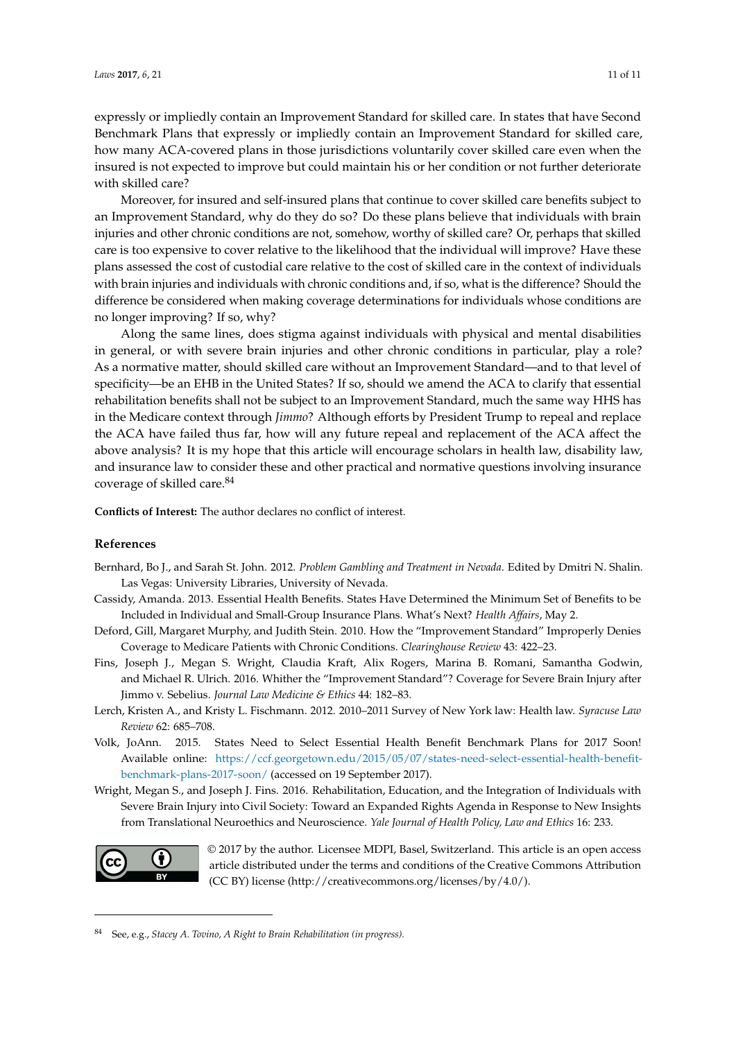expressly or impliedly contain an Improvement Standard for skilled care. In states that have Second Benchmark Plans that expressly or impliedly contain an Improvement Standard for skilled care, how many ACA-covered plans in those jurisdictions voluntarily cover skilled care even when the insured is not expected to improve but could maintain his or her condition or not further deteriorate with skilled care?

Moreover, for insured and self-insured plans that continue to cover skilled care benefits subject to an Improvement Standard, why do they do so? Do these plans believe that individuals with brain injuries and other chronic conditions are not, somehow, worthy of skilled care? Or, perhaps that skilled care is too expensive to cover relative to the likelihood that the individual will improve? Have these plans assessed the cost of custodial care relative to the cost of skilled care in the context of individuals with brain injuries and individuals with chronic conditions and, if so, what is the difference? Should the difference be considered when making coverage determinations for individuals whose conditions are no longer improving? If so, why?

Along the same lines, does stigma against individuals with physical and mental disabilities in general, or with severe brain injuries and other chronic conditions in particular, play a role? As a normative matter, should skilled care without an Improvement Standard—and to that level of specificity—be an EHB in the United States? If so, should we amend the ACA to clarify that essential rehabilitation benefits shall not be subject to an Improvement Standard, much the same way HHS has in the Medicare context through *Jimmo*? Although efforts by President Trump to repeal and replace the ACA have failed thus far, how will any future repeal and replacement of the ACA affect the above analysis? It is my hope that this article will encourage scholars in health law, disability law, and insurance law to consider these and other practical and normative questions involving insurance coverage of skilled care.[84]

**Conflicts of Interest:** The author declares no conflict of interest.

## References

Bernhard, Bo J., and Sarah St. John. 2012. *Problem Gambling and Treatment in Nevada*. Edited by Dmitri N. Shalin. Las Vegas: University Libraries, University of Nevada.

Cassidy, Amanda. 2013. Essential Health Benefits. States Have Determined the Minimum Set of Benefits to be Included in Individual and Small-Group Insurance Plans. What's Next? *Health Affairs*, May 2.

Deford, Gill, Margaret Murphy, and Judith Stein. 2010. How the "Improvement Standard" Improperly Denies Coverage to Medicare Patients with Chronic Conditions. *Clearinghouse Review* 43: 422–23.

Fins, Joseph J., Megan S. Wright, Claudia Kraft, Alix Rogers, Marina B. Romani, Samantha Godwin, and Michael R. Ulrich. 2016. Whither the "Improvement Standard"? Coverage for Severe Brain Injury after Jimmo v. Sebelius. *Journal Law Medicine & Ethics* 44: 182–83.

Lerch, Kristen A., and Kristy L. Fischmann. 2012. 2010–2011 Survey of New York law: Health law. *Syracuse Law Review* 62: 685–708.

Volk, JoAnn. 2015. States Need to Select Essential Health Benefit Benchmark Plans for 2017 Soon! Available online: https://ccf.georgetown.edu/2015/05/07/states-need-select-essential-health-benefit-benchmark-plans-2017-soon/ (accessed on 19 September 2017).

Wright, Megan S., and Joseph J. Fins. 2016. Rehabilitation, Education, and the Integration of Individuals with Severe Brain Injury into Civil Society: Toward an Expanded Rights Agenda in Response to New Insights from Translational Neuroethics and Neuroscience. *Yale Journal of Health Policy, Law and Ethics* 16: 233.

© 2017 by the author. Licensee MDPI, Basel, Switzerland. This article is an open access article distributed under the terms and conditions of the Creative Commons Attribution (CC BY) license (http://creativecommons.org/licenses/by/4.0/).

[84] See, e.g., *Stacey A. Tovino, A Right to Brain Rehabilitation (in progress).*